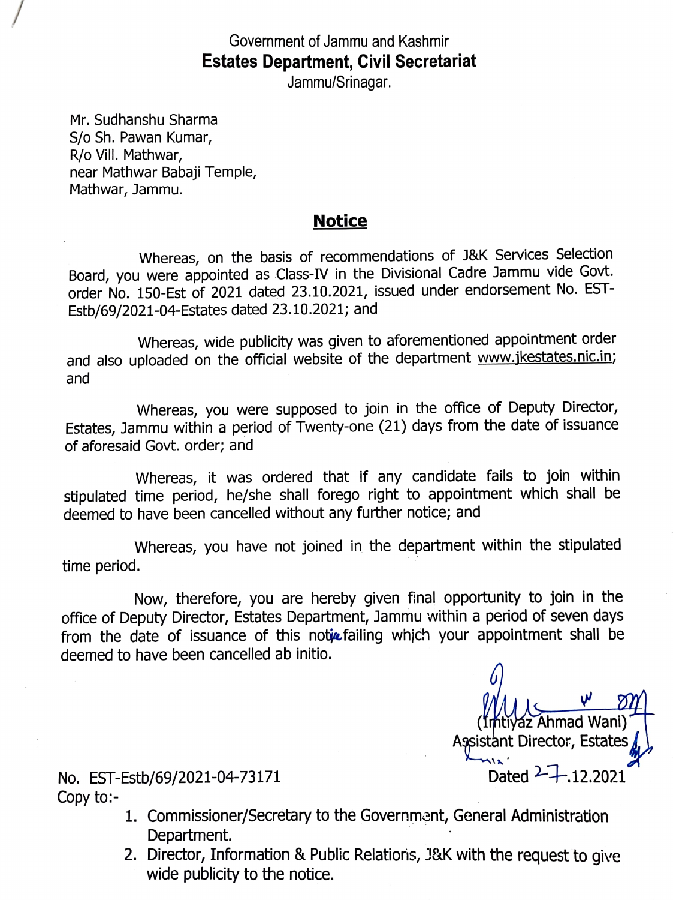Government of Jammu and Kashmir
**Estates Department, Civil Secretariat**
Jammu/Srinagar.

Mr. Sudhanshu Sharma
S/o Sh. Pawan Kumar,
R/o Vill. Mathwar,
near Mathwar Babaji Temple,
Mathwar, Jammu.

## Notice

Whereas, on the basis of recommendations of J&K Services Selection Board, you were appointed as Class-IV in the Divisional Cadre Jammu vide Govt. order No. 150-Est of 2021 dated 23.10.2021, issued under endorsement No. EST-Estb/69/2021-04-Estates dated 23.10.2021; and

Whereas, wide publicity was given to aforementioned appointment order and also uploaded on the official website of the department www.jkestates.nic.in; and

Whereas, you were supposed to join in the office of Deputy Director, Estates, Jammu within a period of Twenty-one (21) days from the date of issuance of aforesaid Govt. order; and

Whereas, it was ordered that if any candidate fails to join within stipulated time period, he/she shall forego right to appointment which shall be deemed to have been cancelled without any further notice; and

Whereas, you have not joined in the department within the stipulated time period.

Now, therefore, you are hereby given final opportunity to join in the office of Deputy Director, Estates Department, Jammu within a period of seven days from the date of issuance of this notice failing which your appointment shall be deemed to have been cancelled ab initio.

(Imtiyaz Ahmad Wani)
Assistant Director, Estates

No. EST-Estb/69/2021-04-73171
Dated 27.12.2021

Copy to:-

1. Commissioner/Secretary to the Government, General Administration Department.
2. Director, Information & Public Relations, J&K with the request to give wide publicity to the notice.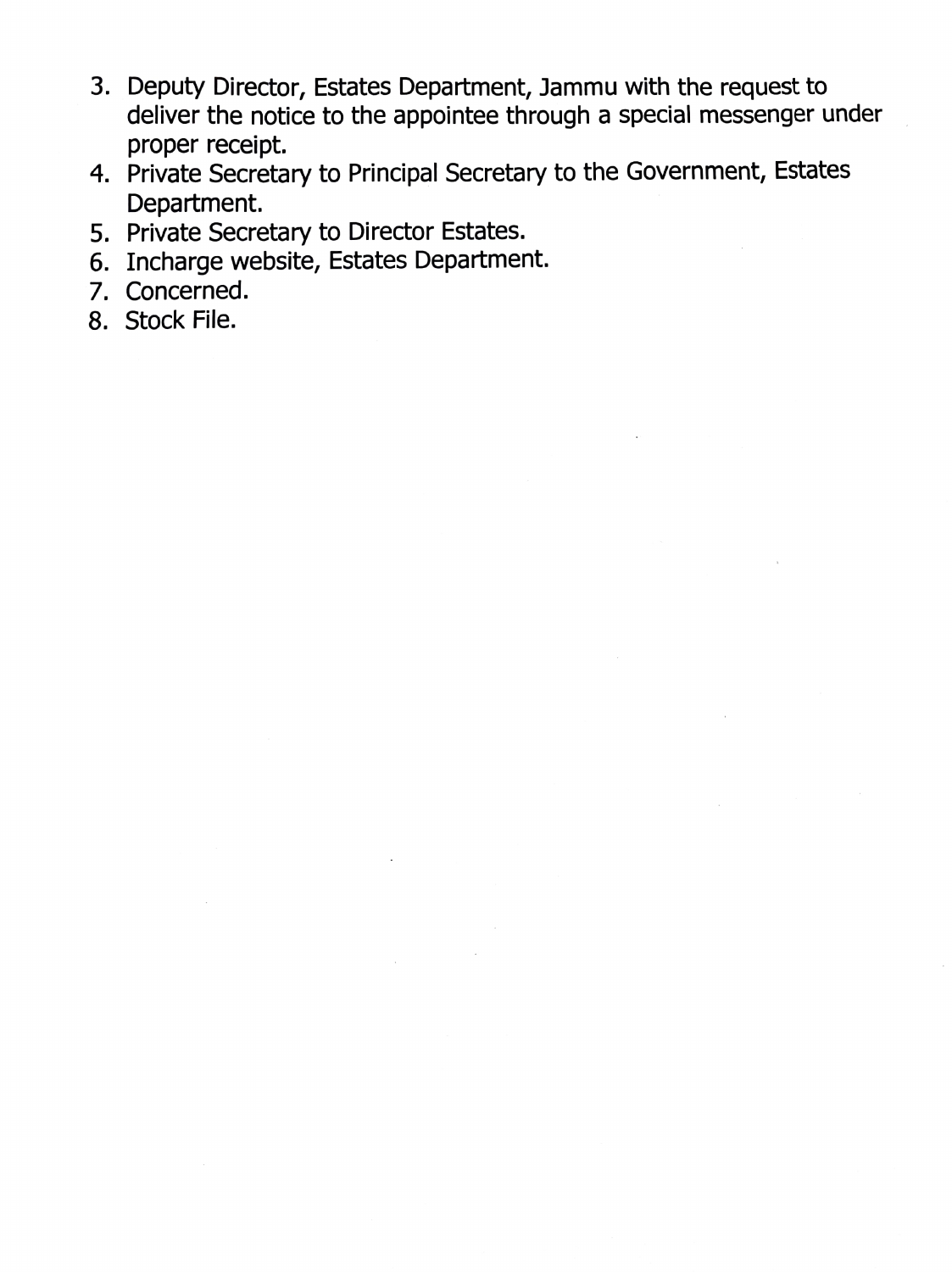3. Deputy Director, Estates Department, Jammu with the request to deliver the notice to the appointee through a special messenger under proper receipt.
4. Private Secretary to Principal Secretary to the Government, Estates Department.
5. Private Secretary to Director Estates.
6. Incharge website, Estates Department.
7. Concerned.
8. Stock File.